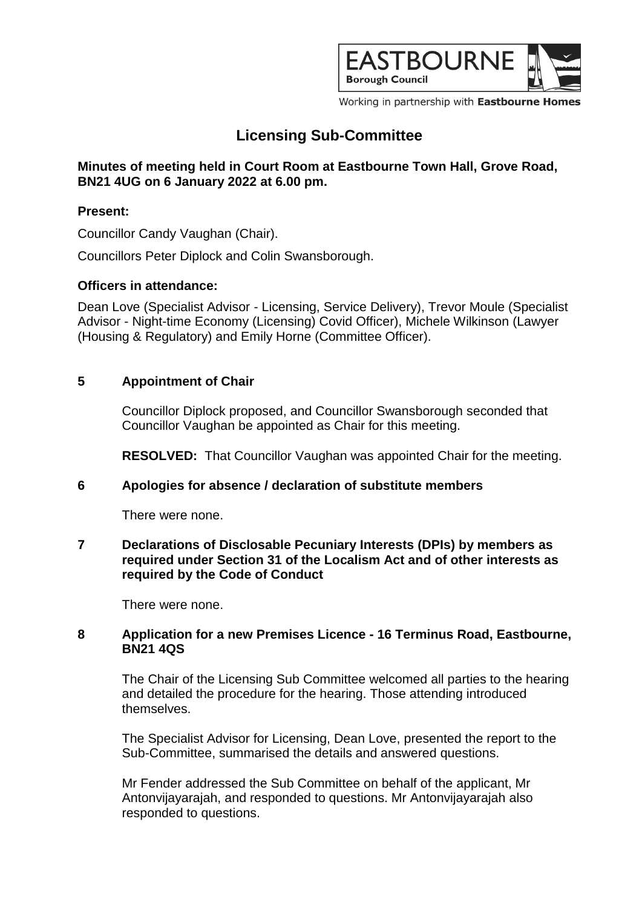EASTBOURNE Borough Council

Working in partnership with Eastbourne Homes

# Licensing Sub-Committee

**Minutes of meeting held in Court Room at Eastbourne Town Hall, Grove Road, BN21 4UG on 6 January 2022 at 6.00 pm.**

**Present:**

Councillor Candy Vaughan (Chair).

Councillors Peter Diplock and Colin Swansborough.

**Officers in attendance:**

Dean Love (Specialist Advisor - Licensing, Service Delivery), Trevor Moule (Specialist Advisor - Night-time Economy (Licensing) Covid Officer), Michele Wilkinson (Lawyer (Housing & Regulatory) and Emily Horne (Committee Officer).

## 5 Appointment of Chair

Councillor Diplock proposed, and Councillor Swansborough seconded that Councillor Vaughan be appointed as Chair for this meeting.

**RESOLVED:** That Councillor Vaughan was appointed Chair for the meeting.

## 6 Apologies for absence / declaration of substitute members

There were none.

## 7 Declarations of Disclosable Pecuniary Interests (DPIs) by members as required under Section 31 of the Localism Act and of other interests as required by the Code of Conduct

There were none.

## 8 Application for a new Premises Licence - 16 Terminus Road, Eastbourne, BN21 4QS

The Chair of the Licensing Sub Committee welcomed all parties to the hearing and detailed the procedure for the hearing. Those attending introduced themselves.

The Specialist Advisor for Licensing, Dean Love, presented the report to the Sub-Committee, summarised the details and answered questions.

Mr Fender addressed the Sub Committee on behalf of the applicant, Mr Antonvijayarajah, and responded to questions. Mr Antonvijayarajah also responded to questions.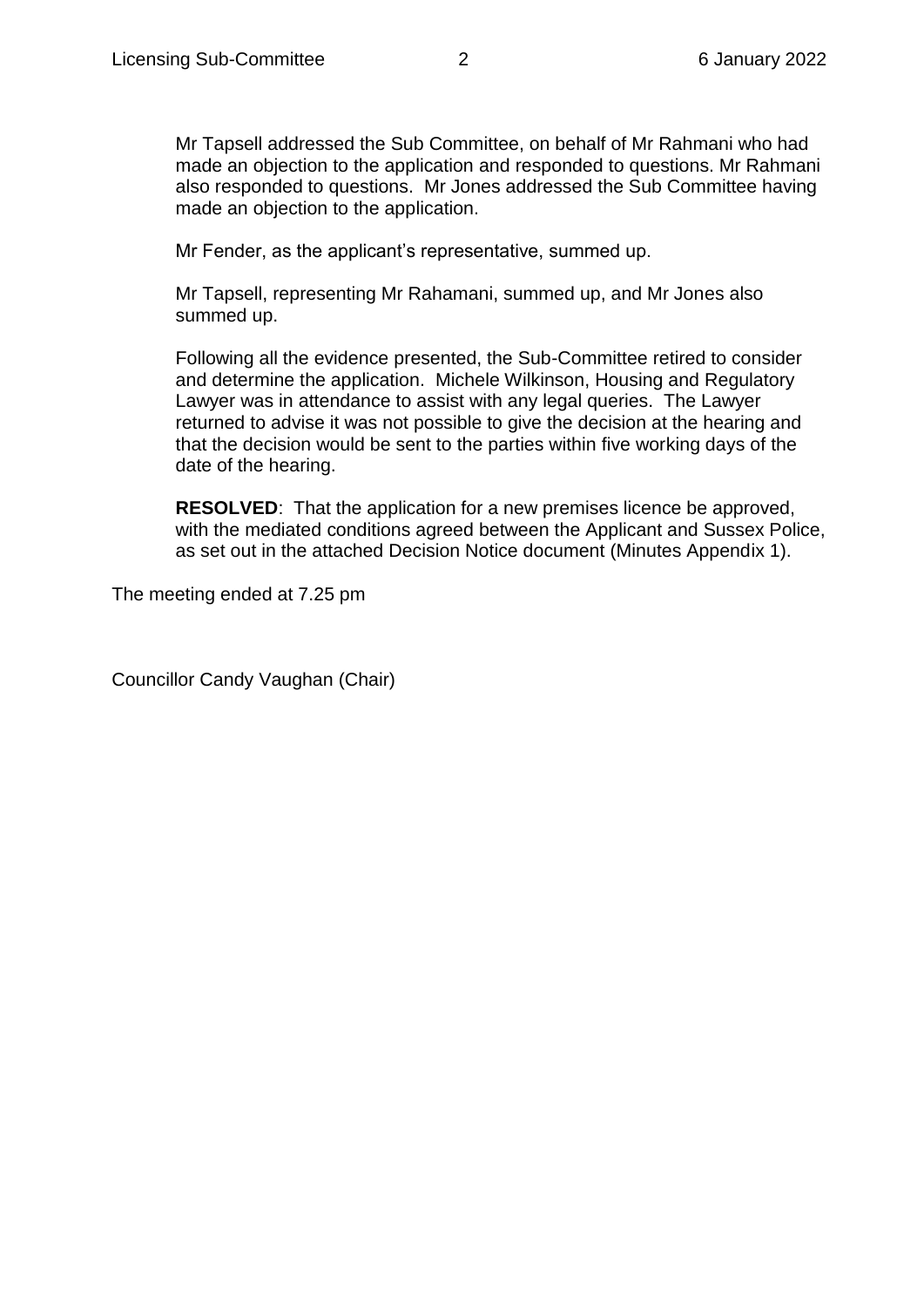Mr Tapsell addressed the Sub Committee, on behalf of Mr Rahmani who had made an objection to the application and responded to questions. Mr Rahmani also responded to questions. Mr Jones addressed the Sub Committee having made an objection to the application.

Mr Fender, as the applicant's representative, summed up.

Mr Tapsell, representing Mr Rahamani, summed up, and Mr Jones also summed up.

Following all the evidence presented, the Sub-Committee retired to consider and determine the application. Michele Wilkinson, Housing and Regulatory Lawyer was in attendance to assist with any legal queries. The Lawyer returned to advise it was not possible to give the decision at the hearing and that the decision would be sent to the parties within five working days of the date of the hearing.

**RESOLVED**: That the application for a new premises licence be approved, with the mediated conditions agreed between the Applicant and Sussex Police, as set out in the attached Decision Notice document (Minutes Appendix 1).

The meeting ended at 7.25 pm

Councillor Candy Vaughan (Chair)